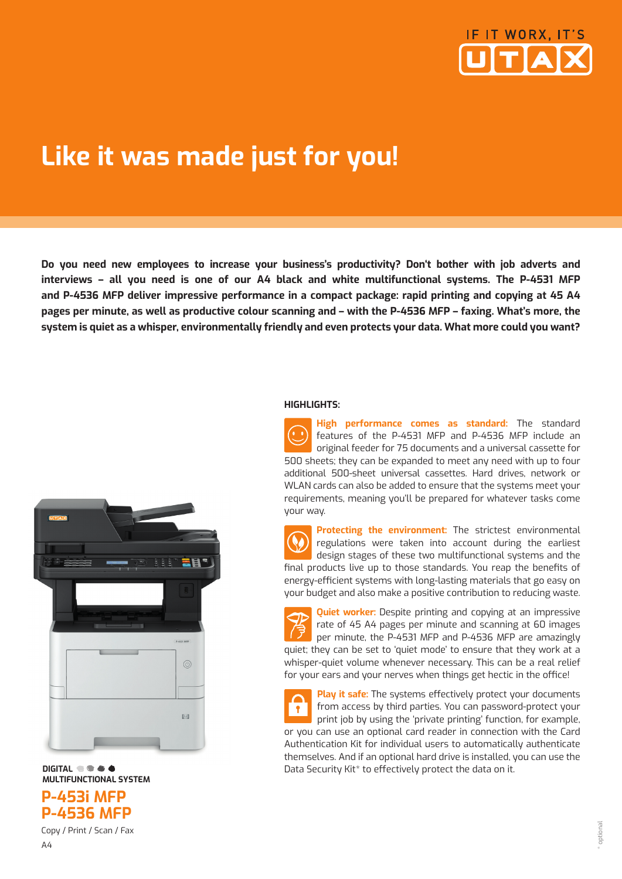IF IT WORX, IT'S UTAX

# Like it was made just for you!

**Do you need new employees to increase your business's productivity? Don't bother with job adverts and interviews – all you need is one of our A4 black and white multifunctional systems. The P-4531 MFP and P-4536 MFP deliver impressive performance in a compact package: rapid printing and copying at 45 A4 pages per minute, as well as productive colour scanning and – with the P-4536 MFP – faxing. What's more, the system is quiet as a whisper, environmentally friendly and even protects your data. What more could you want?**

**DIGITAL MULTIFUNCTIONAL SYSTEM**

## P-4531 MFP
## P-4536 MFP

Copy / Print / Scan / Fax

A4

### HIGHLIGHTS:

**High performance comes as standard:** The standard features of the P-4531 MFP and P-4536 MFP include an original feeder for 75 documents and a universal cassette for 500 sheets; they can be expanded to meet any need with up to four additional 500-sheet universal cassettes. Hard drives, network or WLAN cards can also be added to ensure that the systems meet your requirements, meaning you'll be prepared for whatever tasks come your way.

**Protecting the environment:** The strictest environmental regulations were taken into account during the earliest design stages of these two multifunctional systems and the final products live up to those standards. You reap the benefits of energy-efficient systems with long-lasting materials that go easy on your budget and also make a positive contribution to reducing waste.

**Quiet worker:** Despite printing and copying at an impressive rate of 45 A4 pages per minute and scanning at 60 images per minute, the P-4531 MFP and P-4536 MFP are amazingly quiet; they can be set to 'quiet mode' to ensure that they work at a whisper-quiet volume whenever necessary. This can be a real relief for your ears and your nerves when things get hectic in the office!

**Play it safe:** The systems effectively protect your documents from access by third parties. You can password-protect your print job by using the 'private printing' function, for example, or you can use an optional card reader in connection with the Card Authentication Kit for individual users to automatically authenticate themselves. And if an optional hard drive is installed, you can use the Data Security Kit* to effectively protect the data on it.

\* optional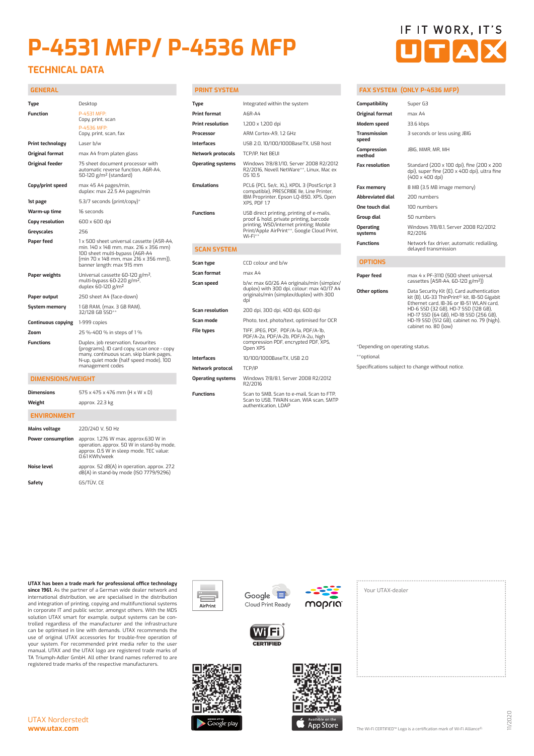# P-4531 MFP/ P-4536 MFP

## TECHNICAL DATA

### GENERAL

| | |
|---|---|
| **Type** | Desktop |
| **Function** | P-4531 MFP: Copy, print, scan<br>P-4536 MFP: Copy, print, scan, fax |
| **Print technology** | Laser b/w |
| **Original format** | max A4 from platen glass |
| **Original feeder** | 75 sheet document processor with automatic reverse function, A6R-A4, 50-120 g/m² (standard) |
| **Copy/print speed** | max 45 A4 pages/min, duplex: max 22.5 A4 pages/min |
| **1st page** | 5.3/7 seconds (print/copy)* |
| **Warm-up time** | 16 seconds |
| **Copy resolution** | 600 x 600 dpi |
| **Greyscales** | 256 |
| **Paper feed** | 1 x 500 sheet universal cassette (A5R-A4, min. 140 x 148 mm, max. 216 x 356 mm) 100 sheet multi-bypass (A6R-A4 [min 70 x 148 mm, max 216 x 356 mm]), banner length: max 915 mm |
| **Paper weights** | Universal cassette 60-120 g/m², multi-bypass 60-220 g/m², duplex 60-120 g/m² |
| **Paper output** | 250 sheet A4 (face-down) |
| **System memory** | 1 GB RAM, (max. 3 GB RAM), 32/128 GB SSD** |
| **Continuous copying** | 1-999 copies |
| **Zoom** | 25 %-400 % in steps of 1 % |
| **Functions** | Duplex, job reservation, favourites (programs), ID card copy, scan once - copy many, continuous scan, skip blank pages, N-up, quiet mode (half speed mode), 100 management codes |

### DIMENSIONS/WEIGHT

| | |
|---|---|
| **Dimensions** | 575 x 475 x 476 mm (H x W x D) |
| **Weight** | approx. 22.3 kg |

### ENVIRONMENT

| | |
|---|---|
| **Mains voltage** | 220/240 V, 50 Hz |
| **Power consumption** | approx. 1.276 W max, approx.630 W in operation, approx. 50 W in stand-by mode, approx. 0.5 W in sleep mode, TEC value: 0.61 KWh/week |
| **Noise level** | approx. 52 dB(A) in operation, approx. 27.2 dB(A) in stand-by mode (ISO 7779/9296) |
| **Safety** | GS/TÜV, CE |

### PRINT SYSTEM

| | |
|---|---|
| **Type** | Integrated within the system |
| **Print format** | A6R-A4 |
| **Print resolution** | 1,200 x 1,200 dpi |
| **Processor** | ARM Cortex-A9, 1.2 GHz |
| **Interfaces** | USB 2.0, 10/100/1000BaseTX, USB host |
| **Network protocols** | TCP/IP, Net BEUI |
| **Operating systems** | Windows 7/8/8.1/10, Server 2008 R2/2012 R2/2016, Novell NetWare**, Linux, Mac ex OS 10.5 |
| **Emulations** | PCL6 (PCL 5e/c, XL), KPDL 3 (PostScript 3 compatible), PRESCRIBE IIe, Line Printer, IBM Proprinter, Epson LQ-850, XPS, Open XPS, PDF 1.7 |
| **Functions** | USB direct printing, printing of e-mails, proof & hold, private printing, barcode printing, WSD/internet printing; Mobile Print/Apple AirPrint**, Google Cloud Print, Wi-Fi** |

### SCAN SYSTEM

| | |
|---|---|
| **Scan type** | CCD colour and b/w |
| **Scan format** | max A4 |
| **Scan speed** | b/w: max 60/26 A4 originals/min (simplex/ duplex) with 300 dpi, colour: max 40/17 A4 originals/min (simplex/duplex) with 300 dpi |
| **Scan resolution** | 200 dpi, 300 dpi, 400 dpi, 600 dpi |
| **Scan mode** | Photo, text, photo/text, optimised for OCR |
| **File types** | TIFF, JPEG, PDF, PDF/A-1a, PDF/A-1b, PDF/A-2a, PDF/A-2b, PDF/A-2u, high compression PDF, encrypted PDF, XPS, Open XPS |
| **Interfaces** | 10/100/1000BaseTX, USB 2.0 |
| **Network protocol** | TCP/IP |
| **Operating systems** | Windows 7/8/8.1, Server 2008 R2/2012 R2/2016 |
| **Functions** | Scan to SMB, Scan to e-mail, Scan to FTP, Scan to USB, TWAIN scan, WIA scan, SMTP authentication, LDAP |

### FAX SYSTEM (ONLY P-4536 MFP)

| | |
|---|---|
| **Compatibility** | Super G3 |
| **Original format** | max A4 |
| **Modem speed** | 33.6 kbps |
| **Transmission speed** | 3 seconds or less using JBIG |
| **Compression method** | JBIG, MMR, MR, MH |
| **Fax resolution** | Standard (200 x 100 dpi), fine (200 x 200 dpi), super fine (200 x 400 dpi), ultra fine (400 x 400 dpi) |
| **Fax memory** | 8 MB (3.5 MB image memory) |
| **Abbreviated dial** | 200 numbers |
| **One touch dial** | 100 numbers |
| **Group dial** | 50 numbers |
| **Operating systems** | Windows 7/8/8.1, Server 2008 R2/2012 R2/2016 |
| **Functions** | Network fax driver, automatic redialling, delayed transmission |

### OPTIONS

| | |
|---|---|
| **Paper feed** | max 4 x PF-3110 (500 sheet universal cassettes [A5R-A4, 60-120 g/m²]) |
| **Other options** | Data Security Kit (E), Card authentication kit (B), UG-33 ThinPrint® kit, IB-50 Gigabit Ethernet card, IB-36 or IB-51 WLAN card, HD-6 SSD (32 GB), HD-7 SSD (128 GB), HD-17 SSD (64 GB), HD-18 SSD (256 GB), HD-19 SSD (512 GB), cabinet no. 79 (high), cabinet no. 80 (low) |

*Depending on operating status.

**optional

Specifications subject to change without notice.

**UTAX has been a trade mark for professional office technology since 1961.** As the partner of a German wide dealer network and international distribution, we are specialised in the distribution and integration of printing, copying and multifunctional systems in corporate IT and public sector, amongst others. With the MDS solution UTAX smart for example, output systems can be controlled regardless of the manufacturer and the infrastructure can be optimised in line with demands. UTAX recommends the use of original UTAX accessories for trouble-free operation of your system. For recommended print media refer to the user manual. UTAX and the UTAX logo are registered trade marks of TA Triumph-Adler GmbH. All other brand names referred to are registered trade marks of the respective manufacturers.

Your UTAX-dealer

UTAX Norderstedt
**www.utax.com**

The Wi-Fi CERTIFIED™ Logo is a certification mark of Wi-Fi Alliance®.

11/2020